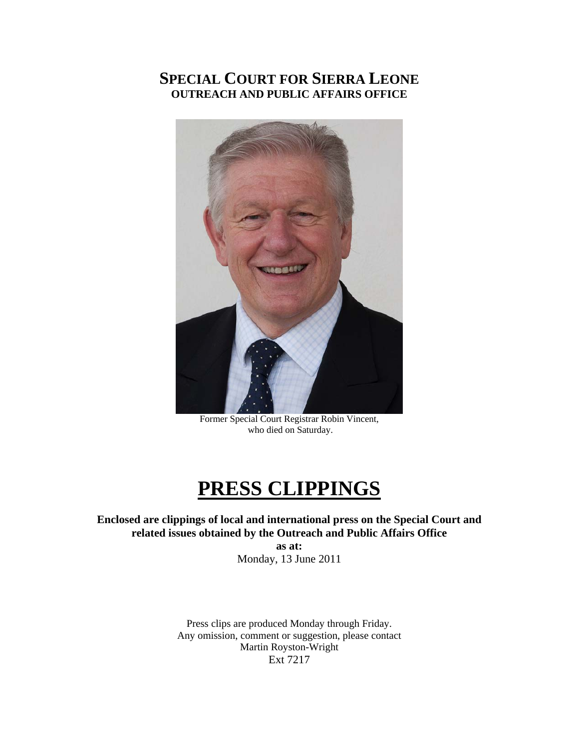# SPECIAL COURT FOR SIERRA LEONE
## OUTREACH AND PUBLIC AFFAIRS OFFICE

Former Special Court Registrar Robin Vincent, who died on Saturday.

# PRESS CLIPPINGS

**Enclosed are clippings of local and international press on the Special Court and related issues obtained by the Outreach and Public Affairs Office**

**as at:**

Monday, 13 June 2011

Press clips are produced Monday through Friday.
Any omission, comment or suggestion, please contact
Martin Royston-Wright
Ext 7217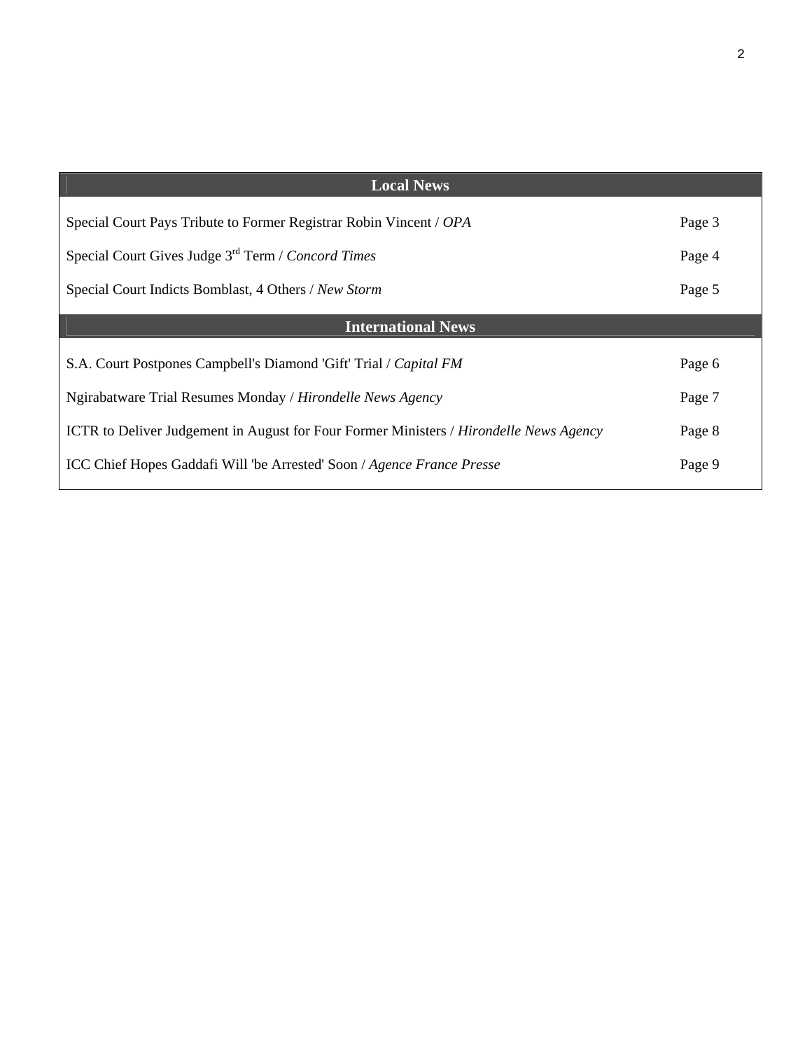| Local News | |
|---|---|
| Special Court Pays Tribute to Former Registrar Robin Vincent / *OPA* | Page 3 |
| Special Court Gives Judge 3rd Term / *Concord Times* | Page 4 |
| Special Court Indicts Bomblast, 4 Others / *New Storm* | Page 5 |
| **International News** | |
| S.A. Court Postpones Campbell's Diamond 'Gift' Trial / *Capital FM* | Page 6 |
| Ngirabatware Trial Resumes Monday / *Hirondelle News Agency* | Page 7 |
| ICTR to Deliver Judgement in August for Four Former Ministers / *Hirondelle News Agency* | Page 8 |
| ICC Chief Hopes Gaddafi Will 'be Arrested' Soon / *Agence France Presse* | Page 9 |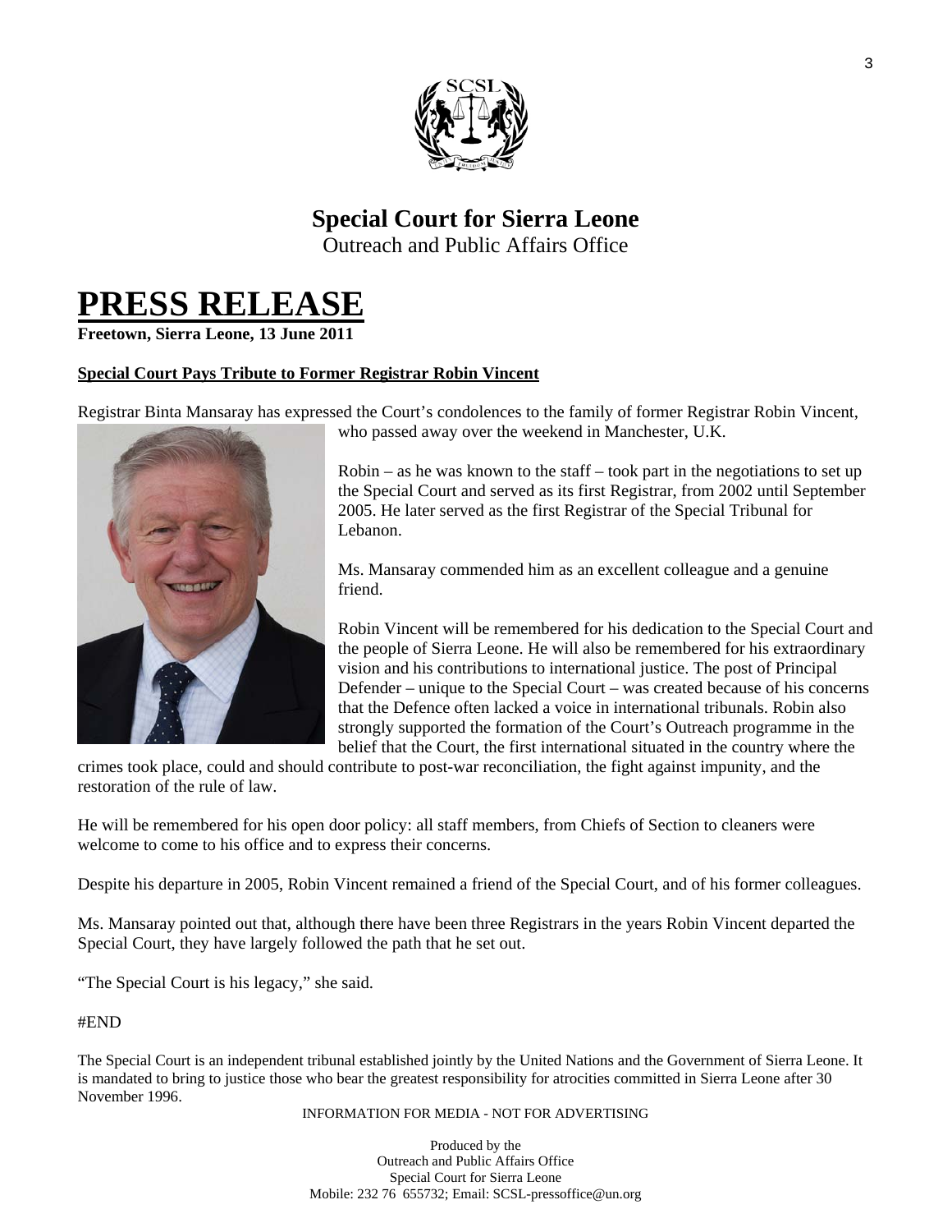# Special Court for Sierra Leone

Outreach and Public Affairs Office

# PRESS RELEASE

**Freetown, Sierra Leone, 13 June 2011**

**Special Court Pays Tribute to Former Registrar Robin Vincent**

Registrar Binta Mansaray has expressed the Court's condolences to the family of former Registrar Robin Vincent, who passed away over the weekend in Manchester, U.K.

Robin – as he was known to the staff – took part in the negotiations to set up the Special Court and served as its first Registrar, from 2002 until September 2005. He later served as the first Registrar of the Special Tribunal for Lebanon.

Ms. Mansaray commended him as an excellent colleague and a genuine friend.

Robin Vincent will be remembered for his dedication to the Special Court and the people of Sierra Leone. He will also be remembered for his extraordinary vision and his contributions to international justice. The post of Principal Defender – unique to the Special Court – was created because of his concerns that the Defence often lacked a voice in international tribunals. Robin also strongly supported the formation of the Court's Outreach programme in the belief that the Court, the first international situated in the country where the crimes took place, could and should contribute to post-war reconciliation, the fight against impunity, and the restoration of the rule of law.

He will be remembered for his open door policy: all staff members, from Chiefs of Section to cleaners were welcome to come to his office and to express their concerns.

Despite his departure in 2005, Robin Vincent remained a friend of the Special Court, and of his former colleagues.

Ms. Mansaray pointed out that, although there have been three Registrars in the years Robin Vincent departed the Special Court, they have largely followed the path that he set out.

"The Special Court is his legacy," she said.

#END

The Special Court is an independent tribunal established jointly by the United Nations and the Government of Sierra Leone. It is mandated to bring to justice those who bear the greatest responsibility for atrocities committed in Sierra Leone after 30 November 1996.

INFORMATION FOR MEDIA - NOT FOR ADVERTISING

Produced by the
Outreach and Public Affairs Office
Special Court for Sierra Leone
Mobile: 232 76 655732; Email: SCSL-pressoffice@un.org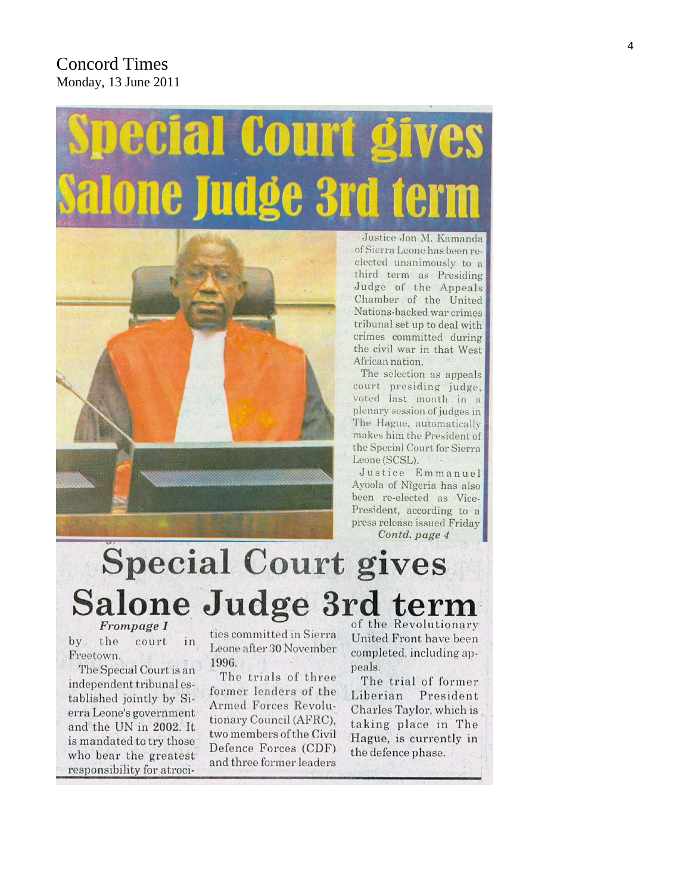Concord Times
Monday, 13 June 2011

# Special Court gives Salone Judge 3rd term

Justice Jon M. Kamanda of Sierra Leone has been re-elected unanimously to a third term as Presiding Judge of the Appeals Chamber of the United Nations-backed war crimes tribunal set up to deal with crimes committed during the civil war in that West African nation.

The selection as appeals court presiding judge, voted last month in a plenary session of judges in The Hague, automatically makes him the President of the Special Court for Sierra Leone (SCSL).

Justice Emmanuel Ayoola of Nigeria has also been re-elected as Vice-President, according to a press release issued Friday

*Contd. page 4*

# Special Court gives Salone Judge 3rd term

*Frompage 1*

by the court in Freetown.

The Special Court is an independent tribunal established jointly by Sierra Leone's government and the UN in 2002. It is mandated to try those who bear the greatest responsibility for atrocities committed in Sierra Leone after 30 November 1996.

The trials of three former leaders of the Armed Forces Revolutionary Council (AFRC), two members of the Civil Defence Forces (CDF) and three former leaders of the Revolutionary United Front have been completed, including appeals.

The trial of former Liberian President Charles Taylor, which is taking place in The Hague, is currently in the defence phase.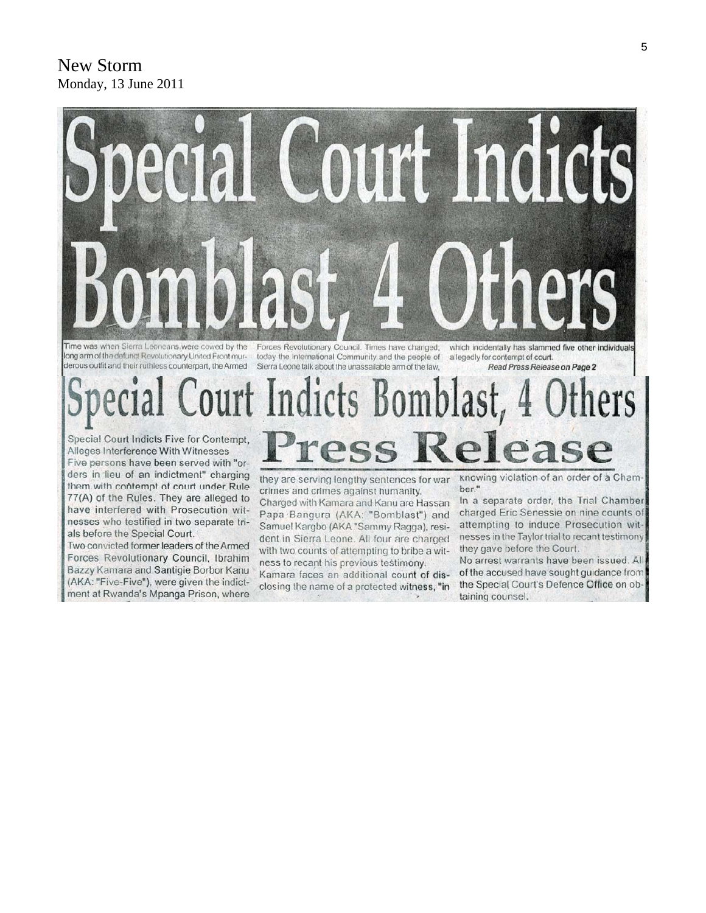New Storm
Monday, 13 June 2011

# Special Court Indicts Bomblast, 4 Others

Time was when Sierra Leoneans were cowed by the long arm of the defunct Revolutionary United Front murderous outfit and their ruthless counterpart, the Armed Forces Revolutionary Council. Times have changed; today the International Community and the people of Sierra Leone talk about the unassailable arm of the law, which incidentally has slammed five other individuals allegedly for contempt of court.

*Read Press Release on Page 2*

## Special Court Indicts Bomblast, 4 Others

## Press Release

Special Court Indicts Five for Contempt, Alleges Interference With Witnesses

Five persons have been served with "orders in lieu of an indictment" charging them with contempt of court under Rule 77(A) of the Rules. They are alleged to have interfered with Prosecution witnesses who testified in two separate trials before the Special Court.

Two convicted former leaders of the Armed Forces Revolutionary Council, Ibrahim Bazzy Kamara and Santigie Borbor Kanu (AKA: "Five-Five"), were given the indictment at Rwanda's Mpanga Prison, where they are serving lengthy sentences for war crimes and crimes against humanity.

Charged with Kamara and Kanu are Hassan Papa Bangura (AKA: "Bomblast") and Samuel Kargbo (AKA "Sammy Ragga"), resident in Sierra Leone. All four are charged with two counts of attempting to bribe a witness to recant his previous testimony.

Kamara faces an additional count of disclosing the name of a protected witness, "in knowing violation of an order of a Chamber."

In a separate order, the Trial Chamber charged Eric Senessie on nine counts of attempting to induce Prosecution witnesses in the Taylor trial to recant testimony they gave before the Court.

No arrest warrants have been issued. All of the accused have sought guidance from the Special Court's Defence Office on obtaining counsel.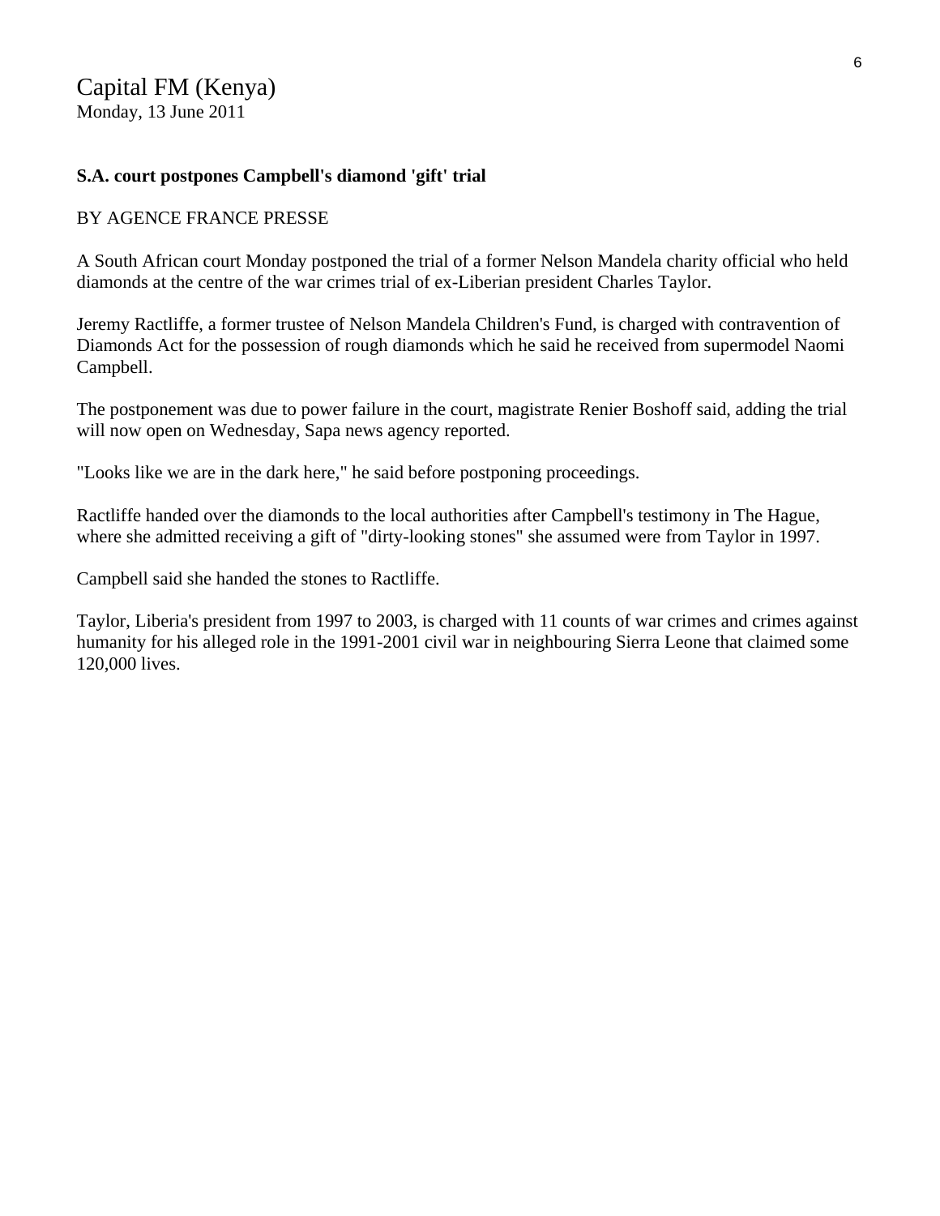Capital FM (Kenya)
Monday, 13 June 2011

**S.A. court postpones Campbell's diamond 'gift' trial**

BY AGENCE FRANCE PRESSE

A South African court Monday postponed the trial of a former Nelson Mandela charity official who held diamonds at the centre of the war crimes trial of ex-Liberian president Charles Taylor.

Jeremy Ractliffe, a former trustee of Nelson Mandela Children's Fund, is charged with contravention of Diamonds Act for the possession of rough diamonds which he said he received from supermodel Naomi Campbell.

The postponement was due to power failure in the court, magistrate Renier Boshoff said, adding the trial will now open on Wednesday, Sapa news agency reported.

"Looks like we are in the dark here," he said before postponing proceedings.

Ractliffe handed over the diamonds to the local authorities after Campbell's testimony in The Hague, where she admitted receiving a gift of "dirty-looking stones" she assumed were from Taylor in 1997.

Campbell said she handed the stones to Ractliffe.

Taylor, Liberia's president from 1997 to 2003, is charged with 11 counts of war crimes and crimes against humanity for his alleged role in the 1991-2001 civil war in neighbouring Sierra Leone that claimed some 120,000 lives.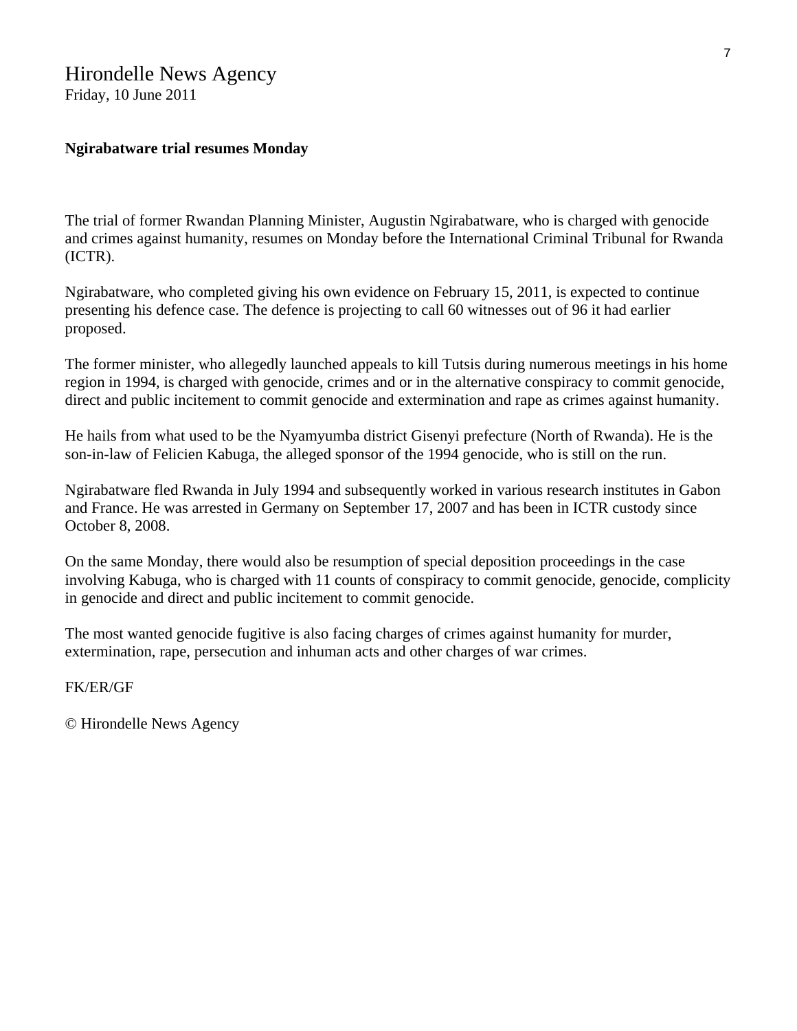Hirondelle News Agency
Friday, 10 June 2011

**Ngirabatware trial resumes Monday**

The trial of former Rwandan Planning Minister, Augustin Ngirabatware, who is charged with genocide and crimes against humanity, resumes on Monday before the International Criminal Tribunal for Rwanda (ICTR).

Ngirabatware, who completed giving his own evidence on February 15, 2011, is expected to continue presenting his defence case. The defence is projecting to call 60 witnesses out of 96 it had earlier proposed.

The former minister, who allegedly launched appeals to kill Tutsis during numerous meetings in his home region in 1994, is charged with genocide, crimes and or in the alternative conspiracy to commit genocide, direct and public incitement to commit genocide and extermination and rape as crimes against humanity.

He hails from what used to be the Nyamyumba district Gisenyi prefecture (North of Rwanda). He is the son-in-law of Felicien Kabuga, the alleged sponsor of the 1994 genocide, who is still on the run.

Ngirabatware fled Rwanda in July 1994 and subsequently worked in various research institutes in Gabon and France. He was arrested in Germany on September 17, 2007 and has been in ICTR custody since October 8, 2008.

On the same Monday, there would also be resumption of special deposition proceedings in the case involving Kabuga, who is charged with 11 counts of conspiracy to commit genocide, genocide, complicity in genocide and direct and public incitement to commit genocide.

The most wanted genocide fugitive is also facing charges of crimes against humanity for murder, extermination, rape, persecution and inhuman acts and other charges of war crimes.

FK/ER/GF

© Hirondelle News Agency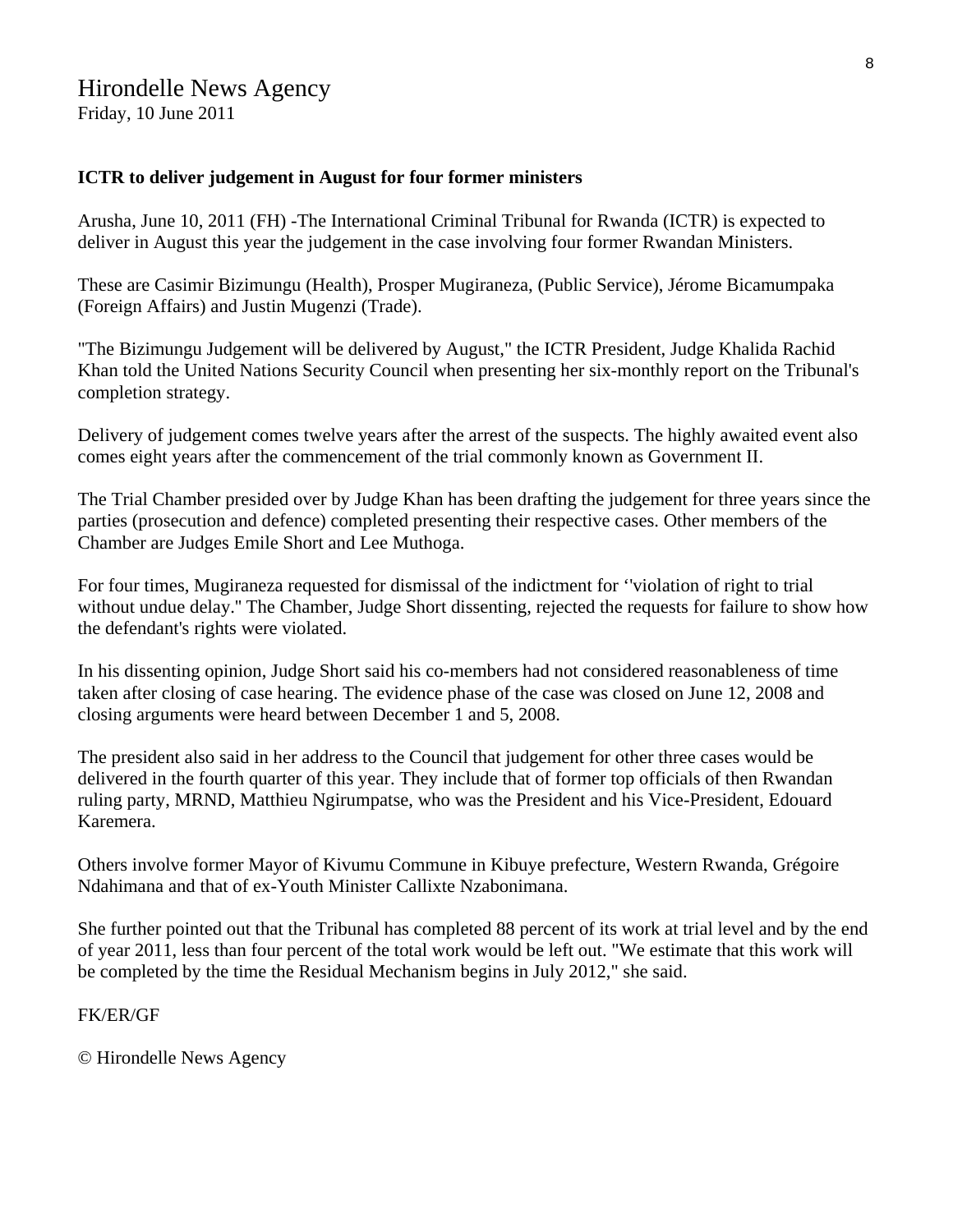# Hirondelle News Agency

Friday, 10 June 2011

**ICTR to deliver judgement in August for four former ministers**

Arusha, June 10, 2011 (FH) -The International Criminal Tribunal for Rwanda (ICTR) is expected to deliver in August this year the judgement in the case involving four former Rwandan Ministers.

These are Casimir Bizimungu (Health), Prosper Mugiraneza, (Public Service), Jérome Bicamumpaka (Foreign Affairs) and Justin Mugenzi (Trade).

"The Bizimungu Judgement will be delivered by August," the ICTR President, Judge Khalida Rachid Khan told the United Nations Security Council when presenting her six-monthly report on the Tribunal's completion strategy.

Delivery of judgement comes twelve years after the arrest of the suspects. The highly awaited event also comes eight years after the commencement of the trial commonly known as Government II.

The Trial Chamber presided over by Judge Khan has been drafting the judgement for three years since the parties (prosecution and defence) completed presenting their respective cases. Other members of the Chamber are Judges Emile Short and Lee Muthoga.

For four times, Mugiraneza requested for dismissal of the indictment for ''violation of right to trial without undue delay." The Chamber, Judge Short dissenting, rejected the requests for failure to show how the defendant's rights were violated.

In his dissenting opinion, Judge Short said his co-members had not considered reasonableness of time taken after closing of case hearing. The evidence phase of the case was closed on June 12, 2008 and closing arguments were heard between December 1 and 5, 2008.

The president also said in her address to the Council that judgement for other three cases would be delivered in the fourth quarter of this year. They include that of former top officials of then Rwandan ruling party, MRND, Matthieu Ngirumpatse, who was the President and his Vice-President, Edouard Karemera.

Others involve former Mayor of Kivumu Commune in Kibuye prefecture, Western Rwanda, Grégoire Ndahimana and that of ex-Youth Minister Callixte Nzabonimana.

She further pointed out that the Tribunal has completed 88 percent of its work at trial level and by the end of year 2011, less than four percent of the total work would be left out. "We estimate that this work will be completed by the time the Residual Mechanism begins in July 2012," she said.

FK/ER/GF

© Hirondelle News Agency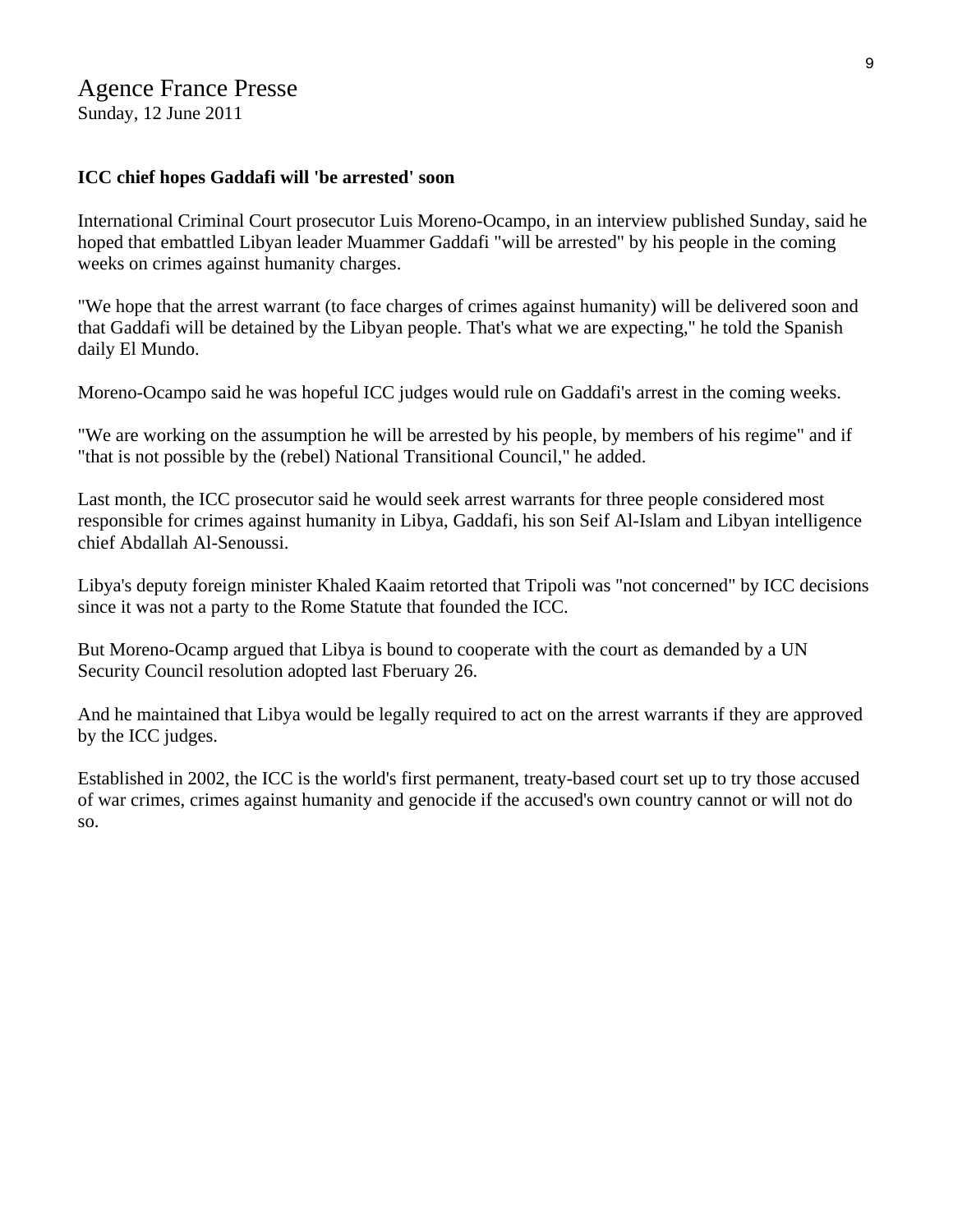Agence France Presse
Sunday, 12 June 2011

**ICC chief hopes Gaddafi will 'be arrested' soon**

International Criminal Court prosecutor Luis Moreno-Ocampo, in an interview published Sunday, said he hoped that embattled Libyan leader Muammer Gaddafi "will be arrested" by his people in the coming weeks on crimes against humanity charges.

"We hope that the arrest warrant (to face charges of crimes against humanity) will be delivered soon and that Gaddafi will be detained by the Libyan people. That's what we are expecting," he told the Spanish daily El Mundo.

Moreno-Ocampo said he was hopeful ICC judges would rule on Gaddafi's arrest in the coming weeks.

"We are working on the assumption he will be arrested by his people, by members of his regime" and if "that is not possible by the (rebel) National Transitional Council," he added.

Last month, the ICC prosecutor said he would seek arrest warrants for three people considered most responsible for crimes against humanity in Libya, Gaddafi, his son Seif Al-Islam and Libyan intelligence chief Abdallah Al-Senoussi.

Libya's deputy foreign minister Khaled Kaaim retorted that Tripoli was "not concerned" by ICC decisions since it was not a party to the Rome Statute that founded the ICC.

But Moreno-Ocamp argued that Libya is bound to cooperate with the court as demanded by a UN Security Council resolution adopted last Fberuary 26.

And he maintained that Libya would be legally required to act on the arrest warrants if they are approved by the ICC judges.

Established in 2002, the ICC is the world's first permanent, treaty-based court set up to try those accused of war crimes, crimes against humanity and genocide if the accused's own country cannot or will not do so.